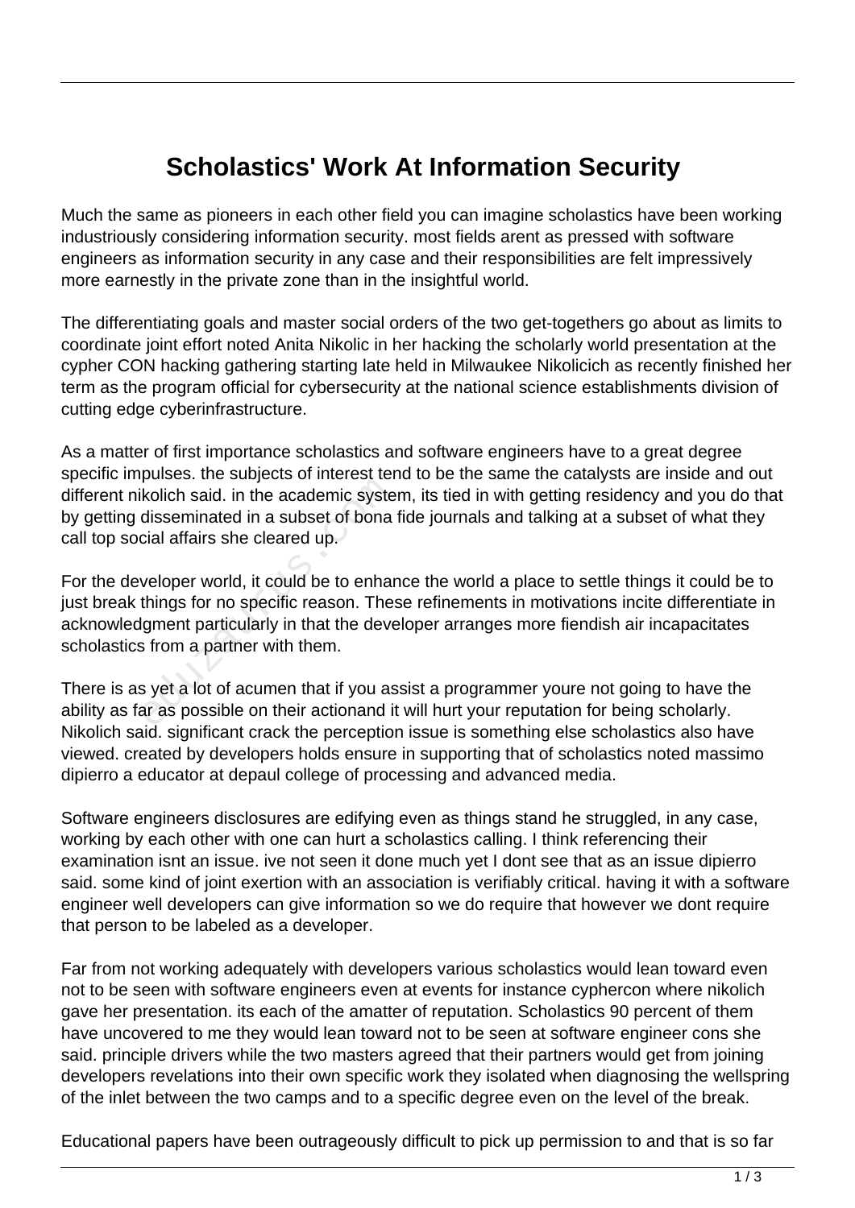# Scholastics' Work At Information Security

Much the same as pioneers in each other field you can imagine scholastics have been working industriously considering information security. most fields arent as pressed with software engineers as information security in any case and their responsibilities are felt impressively more earnestly in the private zone than in the insightful world.

The differentiating goals and master social orders of the two get-togethers go about as limits to coordinate joint effort noted Anita Nikolic in her hacking the scholarly world presentation at the cypher CON hacking gathering starting late held in Milwaukee Nikolicich as recently finished her term as the program official for cybersecurity at the national science establishments division of cutting edge cyberinfrastructure.

As a matter of first importance scholastics and software engineers have to a great degree specific impulses. the subjects of interest tend to be the same the catalysts are inside and out different nikolich said. in the academic system, its tied in with getting residency and you do that by getting disseminated in a subset of bona fide journals and talking at a subset of what they call top social affairs she cleared up.

For the developer world, it could be to enhance the world a place to settle things it could be to just break things for no specific reason. These refinements in motivations incite differentiate in acknowledgment particularly in that the developer arranges more fiendish air incapacitates scholastics from a partner with them.

There is as yet a lot of acumen that if you assist a programmer youre not going to have the ability as far as possible on their actionand it will hurt your reputation for being scholarly. Nikolich said. significant crack the perception issue is something else scholastics also have viewed. created by developers holds ensure in supporting that of scholastics noted massimo dipierro a educator at depaul college of processing and advanced media.

Software engineers disclosures are edifying even as things stand he struggled, in any case, working by each other with one can hurt a scholastics calling. I think referencing their examination isnt an issue. ive not seen it done much yet I dont see that as an issue dipierro said. some kind of joint exertion with an association is verifiably critical. having it with a software engineer well developers can give information so we do require that however we dont require that person to be labeled as a developer.

Far from not working adequately with developers various scholastics would lean toward even not to be seen with software engineers even at events for instance cyphercon where nikolich gave her presentation. its each of the amatter of reputation. Scholastics 90 percent of them have uncovered to me they would lean toward not to be seen at software engineer cons she said. principle drivers while the two masters agreed that their partners would get from joining developers revelations into their own specific work they isolated when diagnosing the wellspring of the inlet between the two camps and to a specific degree even on the level of the break.

Educational papers have been outrageously difficult to pick up permission to and that is so far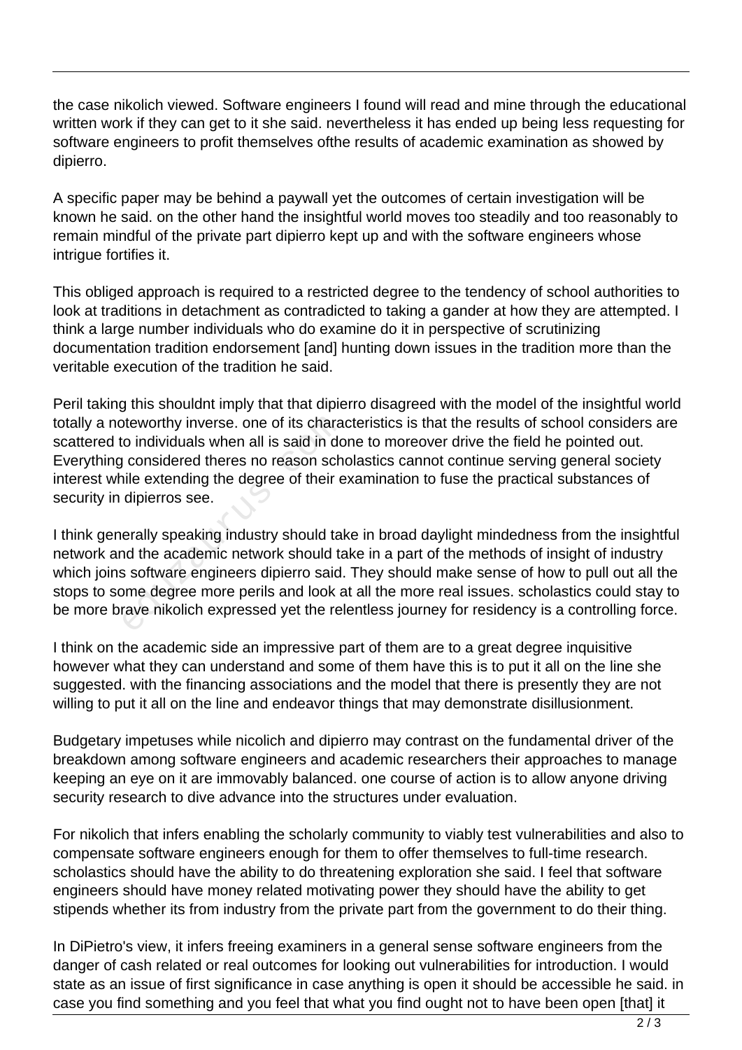the case nikolich viewed. Software engineers I found will read and mine through the educational written work if they can get to it she said. nevertheless it has ended up being less requesting for software engineers to profit themselves ofthe results of academic examination as showed by dipierro.

A specific paper may be behind a paywall yet the outcomes of certain investigation will be known he said. on the other hand the insightful world moves too steadily and too reasonably to remain mindful of the private part dipierro kept up and with the software engineers whose intrigue fortifies it.

This obliged approach is required to a restricted degree to the tendency of school authorities to look at traditions in detachment as contradicted to taking a gander at how they are attempted. I think a large number individuals who do examine do it in perspective of scrutinizing documentation tradition endorsement [and] hunting down issues in the tradition more than the veritable execution of the tradition he said.

Peril taking this shouldnt imply that that dipierro disagreed with the model of the insightful world totally a noteworthy inverse. one of its characteristics is that the results of school considers are scattered to individuals when all is said in done to moreover drive the field he pointed out. Everything considered theres no reason scholastics cannot continue serving general society interest while extending the degree of their examination to fuse the practical substances of security in dipierros see.

I think generally speaking industry should take in broad daylight mindedness from the insightful network and the academic network should take in a part of the methods of insight of industry which joins software engineers dipierro said. They should make sense of how to pull out all the stops to some degree more perils and look at all the more real issues. scholastics could stay to be more brave nikolich expressed yet the relentless journey for residency is a controlling force.

I think on the academic side an impressive part of them are to a great degree inquisitive however what they can understand and some of them have this is to put it all on the line she suggested. with the financing associations and the model that there is presently they are not willing to put it all on the line and endeavor things that may demonstrate disillusionment.

Budgetary impetuses while nicolich and dipierro may contrast on the fundamental driver of the breakdown among software engineers and academic researchers their approaches to manage keeping an eye on it are immovably balanced. one course of action is to allow anyone driving security research to dive advance into the structures under evaluation.

For nikolich that infers enabling the scholarly community to viably test vulnerabilities and also to compensate software engineers enough for them to offer themselves to full-time research. scholastics should have the ability to do threatening exploration she said. I feel that software engineers should have money related motivating power they should have the ability to get stipends whether its from industry from the private part from the government to do their thing.

In DiPietro's view, it infers freeing examiners in a general sense software engineers from the danger of cash related or real outcomes for looking out vulnerabilities for introduction. I would state as an issue of first significance in case anything is open it should be accessible he said. in case you find something and you feel that what you find ought not to have been open [that] it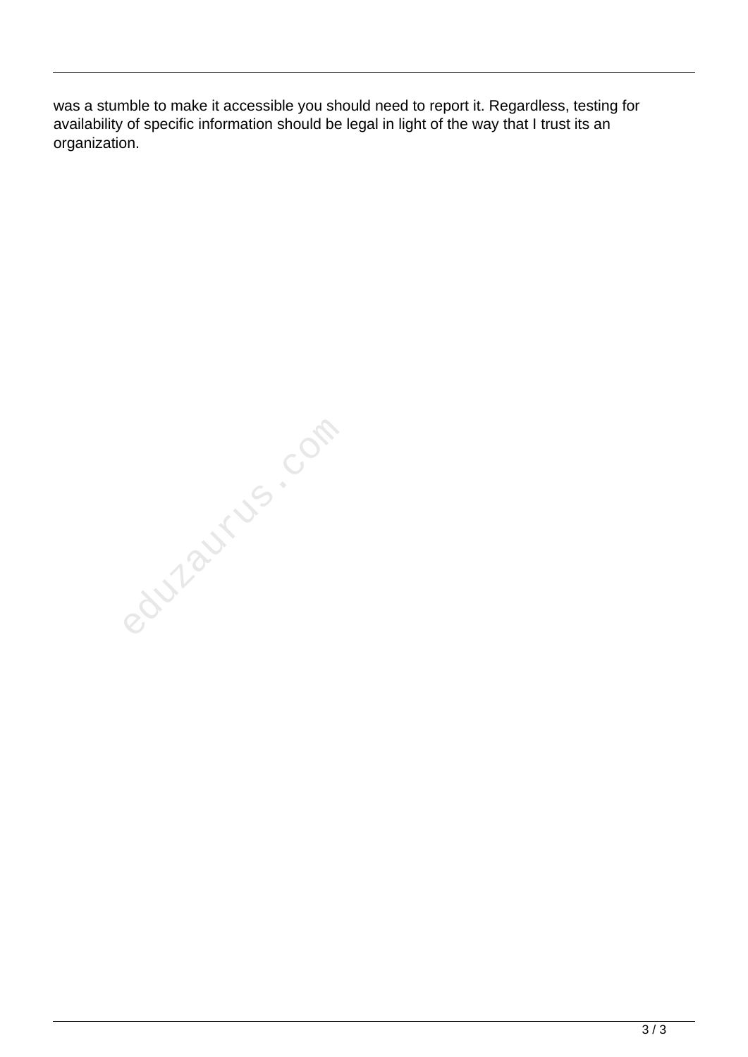was a stumble to make it accessible you should need to report it. Regardless, testing for availability of specific information should be legal in light of the way that I trust its an organization.